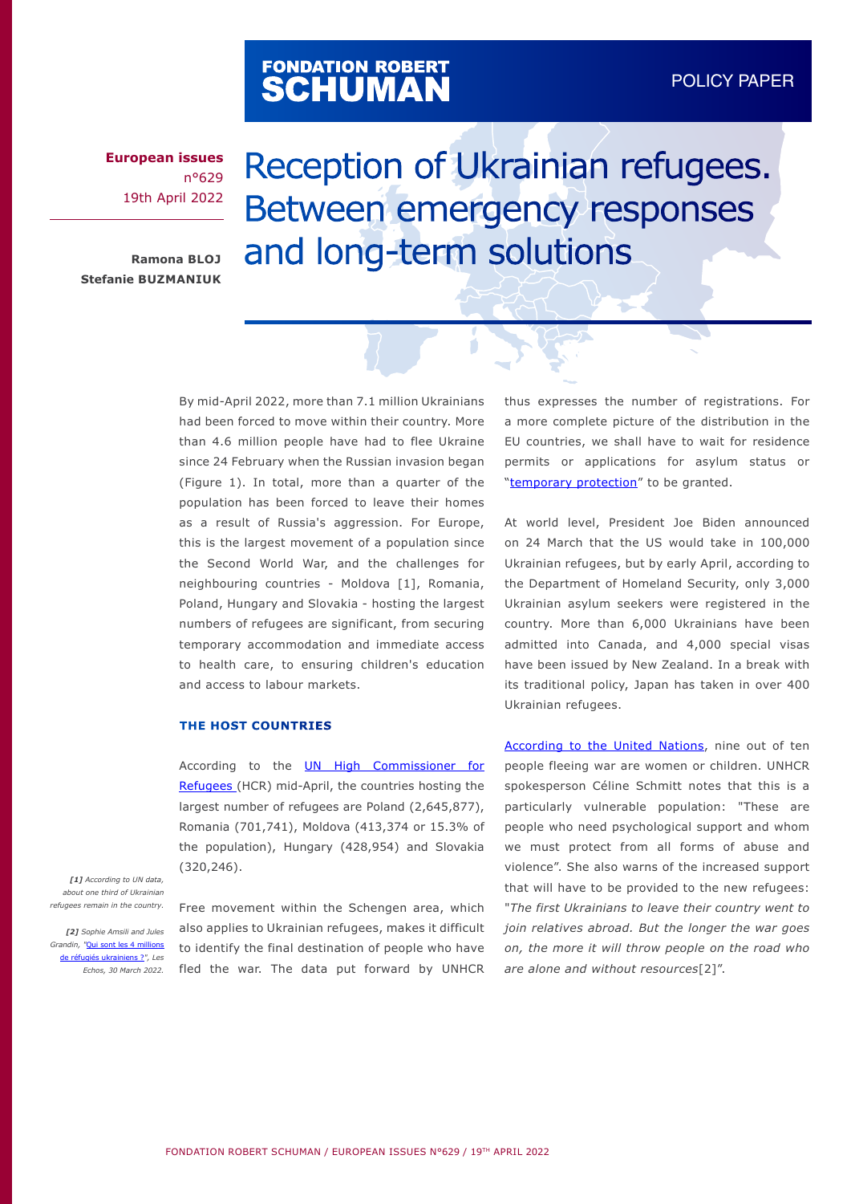FONDATION ROBERT SCHUMAN

POLICY PAPER

**European issues**
n°629
19th April 2022

**Ramona BLOJ**
**Stefanie BUZMANIUK**

# Reception of Ukrainian refugees. Between emergency responses and long-term solutions

By mid-April 2022, more than 7.1 million Ukrainians had been forced to move within their country. More than 4.6 million people have had to flee Ukraine since 24 February when the Russian invasion began (Figure 1). In total, more than a quarter of the population has been forced to leave their homes as a result of Russia's aggression. For Europe, this is the largest movement of a population since the Second World War, and the challenges for neighbouring countries - Moldova [1], Romania, Poland, Hungary and Slovakia - hosting the largest numbers of refugees are significant, from securing temporary accommodation and immediate access to health care, to ensuring children's education and access to labour markets.

## THE HOST COUNTRIES

According to the UN High Commissioner for Refugees (HCR) mid-April, the countries hosting the largest number of refugees are Poland (2,645,877), Romania (701,741), Moldova (413,374 or 15.3% of the population), Hungary (428,954) and Slovakia (320,246).

Free movement within the Schengen area, which also applies to Ukrainian refugees, makes it difficult to identify the final destination of people who have fled the war. The data put forward by UNHCR thus expresses the number of registrations. For a more complete picture of the distribution in the EU countries, we shall have to wait for residence permits or applications for asylum status or "temporary protection" to be granted.

At world level, President Joe Biden announced on 24 March that the US would take in 100,000 Ukrainian refugees, but by early April, according to the Department of Homeland Security, only 3,000 Ukrainian asylum seekers were registered in the country. More than 6,000 Ukrainians have been admitted into Canada, and 4,000 special visas have been issued by New Zealand. In a break with its traditional policy, Japan has taken in over 400 Ukrainian refugees.

According to the United Nations, nine out of ten people fleeing war are women or children. UNHCR spokesperson Céline Schmitt notes that this is a particularly vulnerable population: "These are people who need psychological support and whom we must protect from all forms of abuse and violence". She also warns of the increased support that will have to be provided to the new refugees: "*The first Ukrainians to leave their country went to join relatives abroad. But the longer the war goes on, the more it will throw people on the road who are alone and without resources*[2]".

*[1] According to UN data, about one third of Ukrainian refugees remain in the country.*

*[2] Sophie Amsili and Jules Grandin, "Qui sont les 4 millions de réfugiés ukrainiens ?", Les Echos, 30 March 2022.*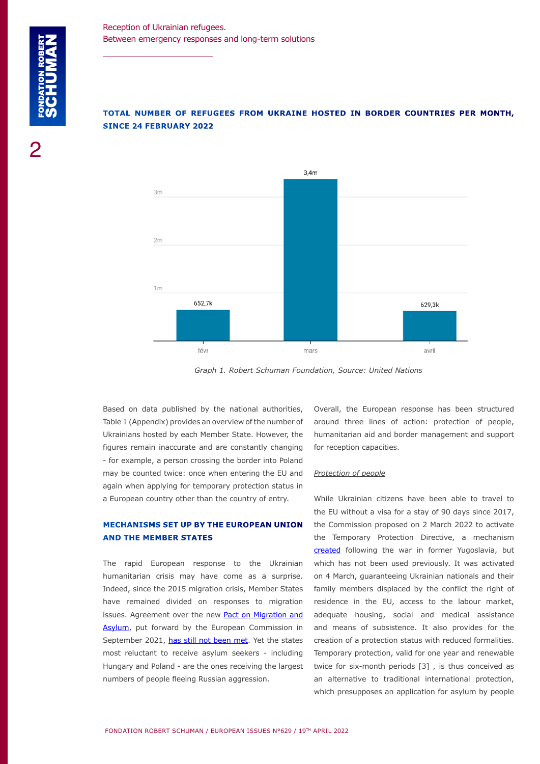**TOTAL NUMBER OF REFUGEES FROM UKRAINE HOSTED IN BORDER COUNTRIES PER MONTH, SINCE 24 FEBRUARY 2022**

| Month | Refugees |
|---|---|
| févr | 652,7k |
| mars | 3,4m |
| avril | 629,3k |

*Graph 1. Robert Schuman Foundation, Source: United Nations*

Based on data published by the national authorities, Table 1 (Appendix) provides an overview of the number of Ukrainians hosted by each Member State. However, the figures remain inaccurate and are constantly changing - for example, a person crossing the border into Poland may be counted twice: once when entering the EU and again when applying for temporary protection status in a European country other than the country of entry.

## MECHANISMS SET UP BY THE EUROPEAN UNION AND THE MEMBER STATES

The rapid European response to the Ukrainian humanitarian crisis may have come as a surprise. Indeed, since the 2015 migration crisis, Member States have remained divided on responses to migration issues. Agreement over the new Pact on Migration and Asylum, put forward by the European Commission in September 2021, has still not been met. Yet the states most reluctant to receive asylum seekers - including Hungary and Poland - are the ones receiving the largest numbers of people fleeing Russian aggression.

Overall, the European response has been structured around three lines of action: protection of people, humanitarian aid and border management and support for reception capacities.

*Protection of people*

While Ukrainian citizens have been able to travel to the EU without a visa for a stay of 90 days since 2017, the Commission proposed on 2 March 2022 to activate the Temporary Protection Directive, a mechanism created following the war in former Yugoslavia, but which has not been used previously. It was activated on 4 March, guaranteeing Ukrainian nationals and their family members displaced by the conflict the right of residence in the EU, access to the labour market, adequate housing, social and medical assistance and means of subsistence. It also provides for the creation of a protection status with reduced formalities. Temporary protection, valid for one year and renewable twice for six-month periods [3] , is thus conceived as an alternative to traditional international protection, which presupposes an application for asylum by people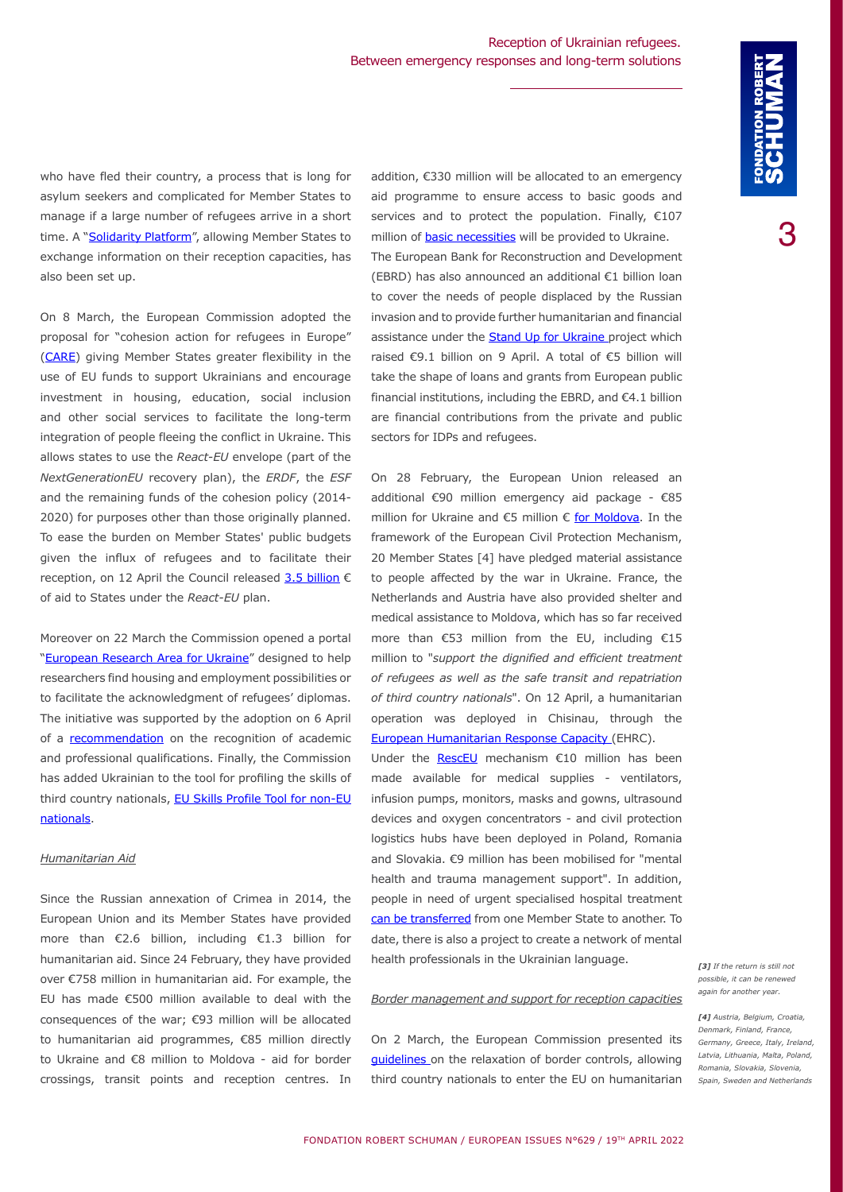who have fled their country, a process that is long for asylum seekers and complicated for Member States to manage if a large number of refugees arrive in a short time. A "Solidarity Platform", allowing Member States to exchange information on their reception capacities, has also been set up.

On 8 March, the European Commission adopted the proposal for "cohesion action for refugees in Europe" (CARE) giving Member States greater flexibility in the use of EU funds to support Ukrainians and encourage investment in housing, education, social inclusion and other social services to facilitate the long-term integration of people fleeing the conflict in Ukraine. This allows states to use the *React-EU* envelope (part of the *NextGenerationEU* recovery plan), the *ERDF*, the *ESF* and the remaining funds of the cohesion policy (2014-2020) for purposes other than those originally planned. To ease the burden on Member States' public budgets given the influx of refugees and to facilitate their reception, on 12 April the Council released 3.5 billion € of aid to States under the *React-EU* plan.

Moreover on 22 March the Commission opened a portal "European Research Area for Ukraine" designed to help researchers find housing and employment possibilities or to facilitate the acknowledgment of refugees' diplomas. The initiative was supported by the adoption on 6 April of a recommendation on the recognition of academic and professional qualifications. Finally, the Commission has added Ukrainian to the tool for profiling the skills of third country nationals, EU Skills Profile Tool for non-EU nationals.

*Humanitarian Aid*

Since the Russian annexation of Crimea in 2014, the European Union and its Member States have provided more than €2.6 billion, including €1.3 billion for humanitarian aid. Since 24 February, they have provided over €758 million in humanitarian aid. For example, the EU has made €500 million available to deal with the consequences of the war; €93 million will be allocated to humanitarian aid programmes, €85 million directly to Ukraine and €8 million to Moldova - aid for border crossings, transit points and reception centres. In addition, €330 million will be allocated to an emergency aid programme to ensure access to basic goods and services and to protect the population. Finally, €107 million of basic necessities will be provided to Ukraine.

The European Bank for Reconstruction and Development (EBRD) has also announced an additional €1 billion loan to cover the needs of people displaced by the Russian invasion and to provide further humanitarian and financial assistance under the Stand Up for Ukraine project which raised €9.1 billion on 9 April. A total of €5 billion will take the shape of loans and grants from European public financial institutions, including the EBRD, and €4.1 billion are financial contributions from the private and public sectors for IDPs and refugees.

On 28 February, the European Union released an additional €90 million emergency aid package - €85 million for Ukraine and €5 million € for Moldova. In the framework of the European Civil Protection Mechanism, 20 Member States [4] have pledged material assistance to people affected by the war in Ukraine. France, the Netherlands and Austria have also provided shelter and medical assistance to Moldova, which has so far received more than €53 million from the EU, including €15 million to "*support the dignified and efficient treatment of refugees as well as the safe transit and repatriation of third country nationals*". On 12 April, a humanitarian operation was deployed in Chisinau, through the European Humanitarian Response Capacity (EHRC).

Under the RescEU mechanism €10 million has been made available for medical supplies - ventilators, infusion pumps, monitors, masks and gowns, ultrasound devices and oxygen concentrators - and civil protection logistics hubs have been deployed in Poland, Romania and Slovakia. €9 million has been mobilised for "mental health and trauma management support". In addition, people in need of urgent specialised hospital treatment can be transferred from one Member State to another. To date, there is also a project to create a network of mental health professionals in the Ukrainian language.

*Border management and support for reception capacities*

On 2 March, the European Commission presented its guidelines on the relaxation of border controls, allowing third country nationals to enter the EU on humanitarian

*[3] If the return is still not possible, it can be renewed again for another year.*

*[4] Austria, Belgium, Croatia, Denmark, Finland, France, Germany, Greece, Italy, Ireland, Latvia, Lithuania, Malta, Poland, Romania, Slovakia, Slovenia, Spain, Sweden and Netherlands*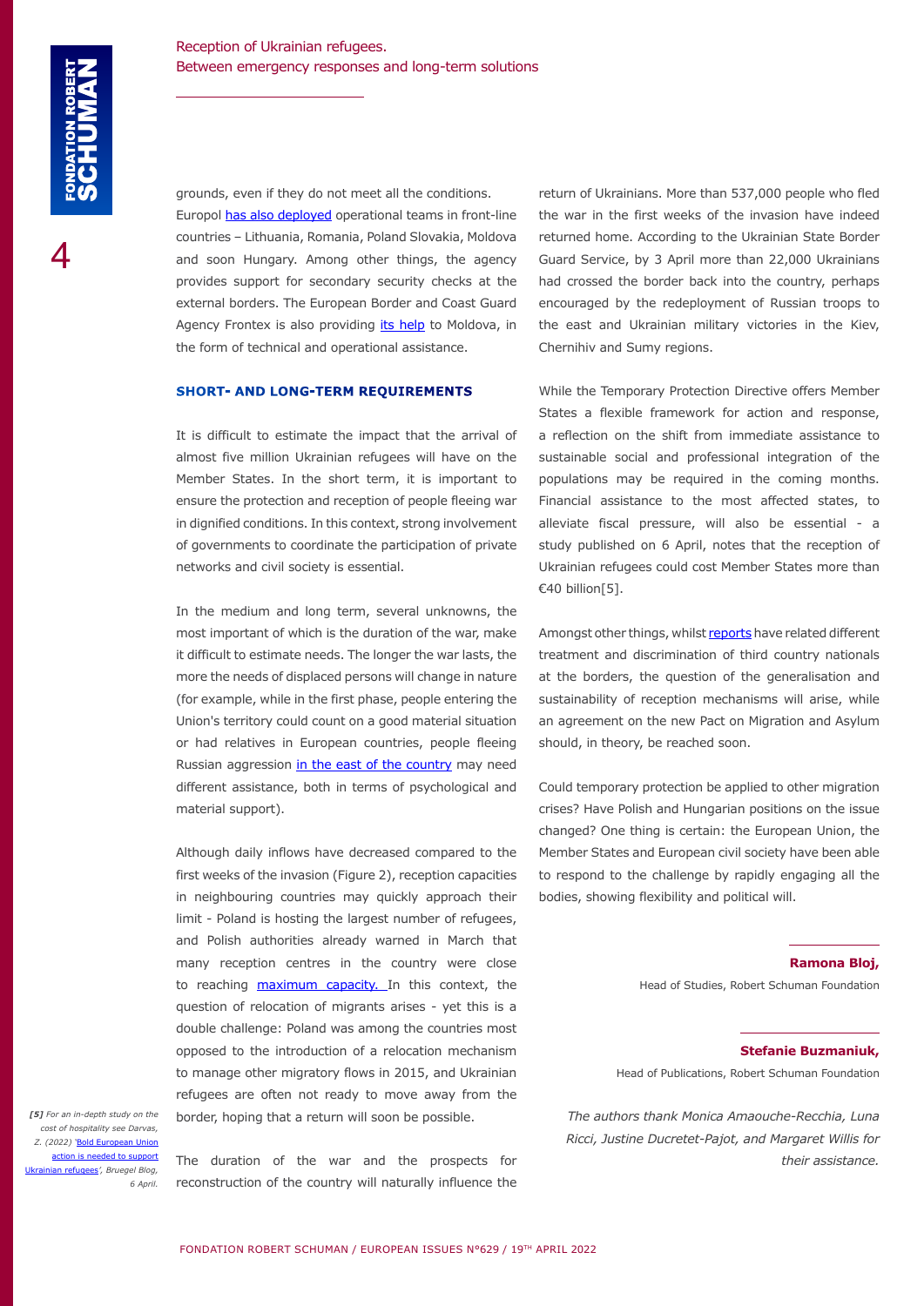grounds, even if they do not meet all the conditions. Europol has also deployed operational teams in front-line countries – Lithuania, Romania, Poland Slovakia, Moldova and soon Hungary. Among other things, the agency provides support for secondary security checks at the external borders. The European Border and Coast Guard Agency Frontex is also providing its help to Moldova, in the form of technical and operational assistance.

### SHORT- AND LONG-TERM REQUIREMENTS

It is difficult to estimate the impact that the arrival of almost five million Ukrainian refugees will have on the Member States. In the short term, it is important to ensure the protection and reception of people fleeing war in dignified conditions. In this context, strong involvement of governments to coordinate the participation of private networks and civil society is essential.

In the medium and long term, several unknowns, the most important of which is the duration of the war, make it difficult to estimate needs. The longer the war lasts, the more the needs of displaced persons will change in nature (for example, while in the first phase, people entering the Union's territory could count on a good material situation or had relatives in European countries, people fleeing Russian aggression in the east of the country may need different assistance, both in terms of psychological and material support).

Although daily inflows have decreased compared to the first weeks of the invasion (Figure 2), reception capacities in neighbouring countries may quickly approach their limit - Poland is hosting the largest number of refugees, and Polish authorities already warned in March that many reception centres in the country were close to reaching maximum capacity. In this context, the question of relocation of migrants arises - yet this is a double challenge: Poland was among the countries most opposed to the introduction of a relocation mechanism to manage other migratory flows in 2015, and Ukrainian refugees are often not ready to move away from the border, hoping that a return will soon be possible.

The duration of the war and the prospects for reconstruction of the country will naturally influence the return of Ukrainians. More than 537,000 people who fled the war in the first weeks of the invasion have indeed returned home. According to the Ukrainian State Border Guard Service, by 3 April more than 22,000 Ukrainians had crossed the border back into the country, perhaps encouraged by the redeployment of Russian troops to the east and Ukrainian military victories in the Kiev, Chernihiv and Sumy regions.

While the Temporary Protection Directive offers Member States a flexible framework for action and response, a reflection on the shift from immediate assistance to sustainable social and professional integration of the populations may be required in the coming months. Financial assistance to the most affected states, to alleviate fiscal pressure, will also be essential - a study published on 6 April, notes that the reception of Ukrainian refugees could cost Member States more than €40 billion[5].

Amongst other things, whilst reports have related different treatment and discrimination of third country nationals at the borders, the question of the generalisation and sustainability of reception mechanisms will arise, while an agreement on the new Pact on Migration and Asylum should, in theory, be reached soon.

Could temporary protection be applied to other migration crises? Have Polish and Hungarian positions on the issue changed? One thing is certain: the European Union, the Member States and European civil society have been able to respond to the challenge by rapidly engaging all the bodies, showing flexibility and political will.

**Ramona Bloj,**
Head of Studies, Robert Schuman Foundation

**Stefanie Buzmaniuk,**
Head of Publications, Robert Schuman Foundation

*The authors thank Monica Amaouche-Recchia, Luna Ricci, Justine Ducretet-Pajot, and Margaret Willis for their assistance.*

*[5] For an in-depth study on the cost of hospitality see Darvas, Z. (2022) 'Bold European Union action is needed to support Ukrainian refugees', Bruegel Blog, 6 April.*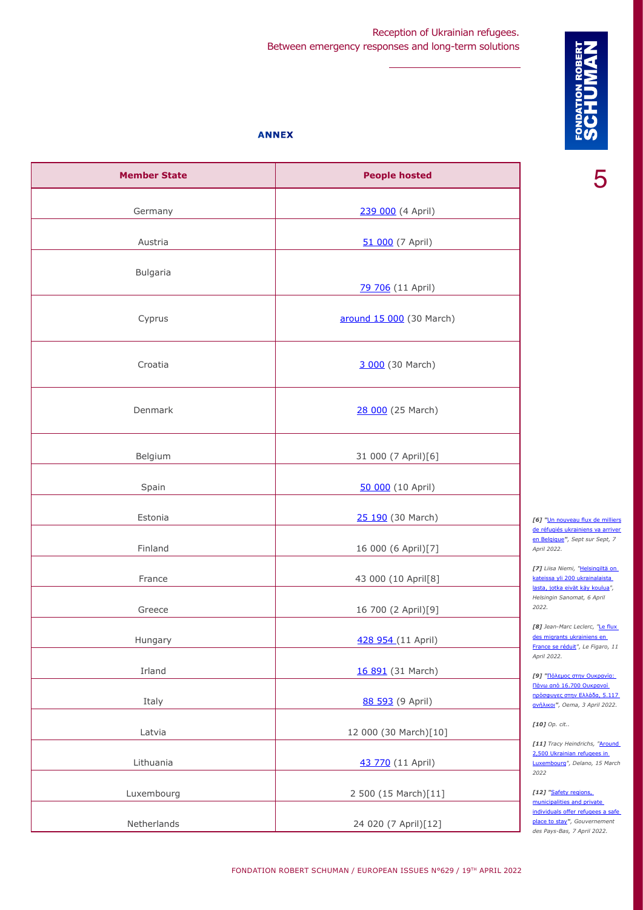## ANNEX

| Member State | People hosted |
|---|---|
| Germany | 239 000 (4 April) |
| Austria | 51 000 (7 April) |
| Bulgaria | 79 706 (11 April) |
| Cyprus | around 15 000 (30 March) |
| Croatia | 3 000 (30 March) |
| Denmark | 28 000 (25 March) |
| Belgium | 31 000 (7 April)[6] |
| Spain | 50 000 (10 April) |
| Estonia | 25 190 (30 March) |
| Finland | 16 000 (6 April)[7] |
| France | 43 000 (10 April[8] |
| Greece | 16 700 (2 April)[9] |
| Hungary | 428 954 (11 April) |
| Irland | 16 891 (31 March) |
| Italy | 88 593 (9 April) |
| Latvia | 12 000 (30 March)[10] |
| Lithuania | 43 770 (11 April) |
| Luxembourg | 2 500 (15 March)[11] |
| Netherlands | 24 020 (7 April)[12] |

*[6] "Un nouveau flux de milliers de réfugiés ukrainiens va arriver en Belgique", Sept sur Sept, 7 April 2022.*

*[7] Liisa Niemi, "Helsingiltä on kateissa yli 200 ukrainalaista lasta, jotka eivät käy koulua", Helsingin Sanomat, 6 April 2022.*

*[8] Jean-Marc Leclerc, "Le flux des migrants ukrainiens en France se réduit", Le Figaro, 11 April 2022.*

*[9] "Πόλεμος στην Ουκρανία: Πάνω από 16.700 Ουκρανοί πρόσφυγες στην Ελλάδα, 5.117 ανήλικοι", Oema, 3 April 2022.*

*[10] Op. cit..*

*[11] Tracy Heindrichs, "Around 2,500 Ukrainian refugees in Luxembourg", Delano, 15 March 2022*

*[12] "Safety regions, municipalities and private individuals offer refugees a safe place to stay", Gouvernement des Pays-Bas, 7 April 2022.*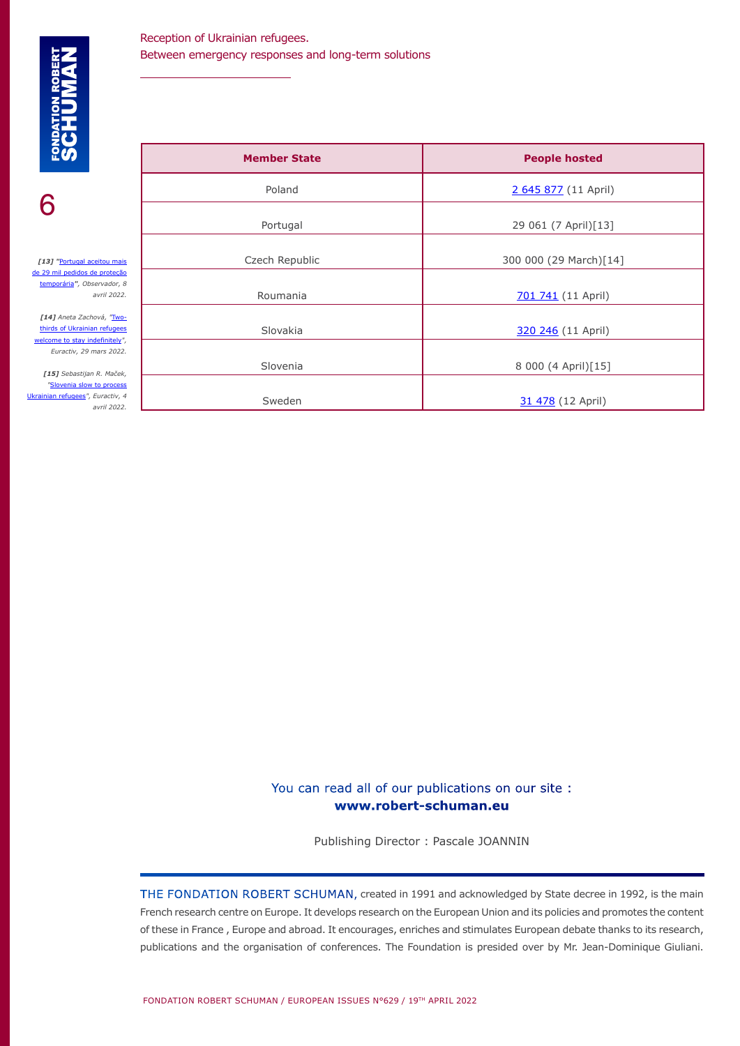| Member State | People hosted |
| --- | --- |
| Poland | 2 645 877 (11 April) |
| Portugal | 29 061 (7 April)[13] |
| Czech Republic | 300 000 (29 March)[14] |
| Roumania | 701 741 (11 April) |
| Slovakia | 320 246 (11 April) |
| Slovenia | 8 000 (4 April)[15] |
| Sweden | 31 478 (12 April) |

*[13] "Portugal aceitou mais de 29 mil pedidos de proteção temporária", Observador, 8 avril 2022.*

*[14] Aneta Zachová, "Two-thirds of Ukrainian refugees welcome to stay indefinitely", Euractiv, 29 mars 2022.*

*[15] Sebastijan R. Maček, "Slovenia slow to process Ukrainian refugees", Euractiv, 4 avril 2022.*

You can read all of our publications on our site :
**www.robert-schuman.eu**

Publishing Director : Pascale JOANNIN

THE FONDATION ROBERT SCHUMAN, created in 1991 and acknowledged by State decree in 1992, is the main French research centre on Europe. It develops research on the European Union and its policies and promotes the content of these in France , Europe and abroad. It encourages, enriches and stimulates European debate thanks to its research, publications and the organisation of conferences. The Foundation is presided over by Mr. Jean-Dominique Giuliani.